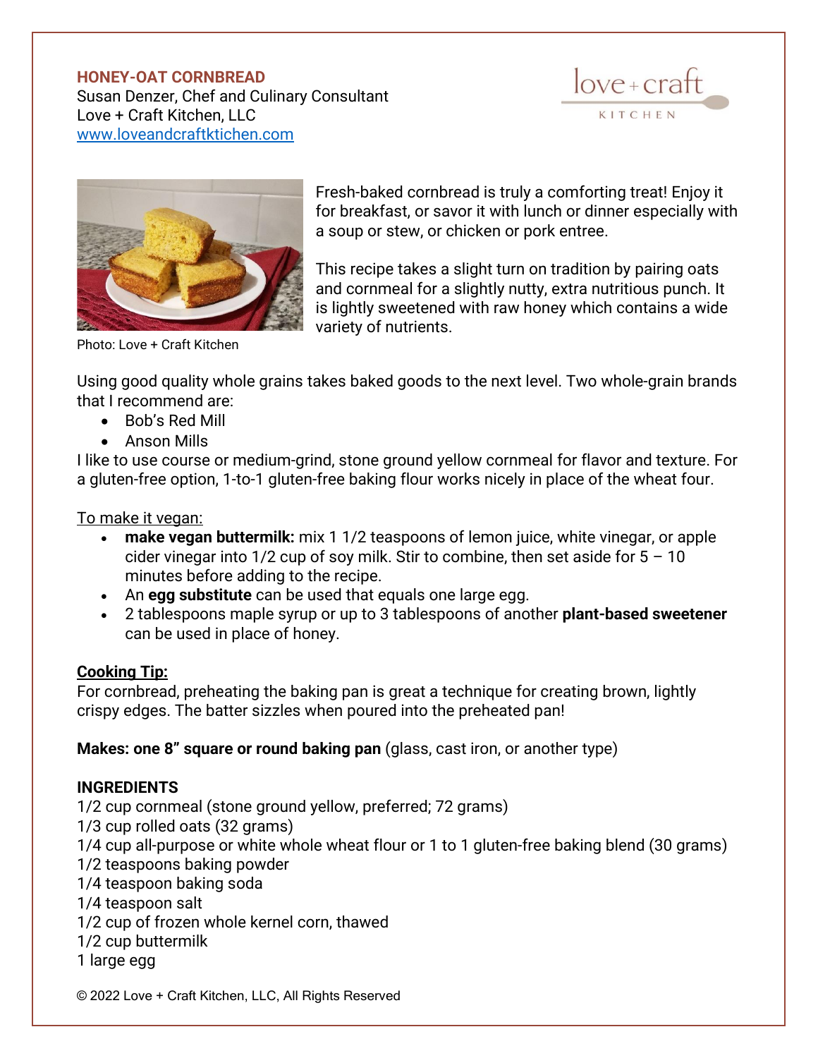**HONEY-OAT CORNBREAD**
Susan Denzer, Chef and Culinary Consultant
Love + Craft Kitchen, LLC
www.loveandcraftkitchen.com

Photo: Love + Craft Kitchen

Fresh-baked cornbread is truly a comforting treat! Enjoy it for breakfast, or savor it with lunch or dinner especially with a soup or stew, or chicken or pork entree.

This recipe takes a slight turn on tradition by pairing oats and cornmeal for a slightly nutty, extra nutritious punch. It is lightly sweetened with raw honey which contains a wide variety of nutrients.

Using good quality whole grains takes baked goods to the next level. Two whole-grain brands that I recommend are:

- Bob's Red Mill
- Anson Mills

I like to use course or medium-grind, stone ground yellow cornmeal for flavor and texture. For a gluten-free option, 1-to-1 gluten-free baking flour works nicely in place of the wheat four.

To make it vegan:

- **make vegan buttermilk:** mix 1 1/2 teaspoons of lemon juice, white vinegar, or apple cider vinegar into 1/2 cup of soy milk. Stir to combine, then set aside for 5 – 10 minutes before adding to the recipe.
- An **egg substitute** can be used that equals one large egg.
- 2 tablespoons maple syrup or up to 3 tablespoons of another **plant-based sweetener** can be used in place of honey.

**Cooking Tip:**
For cornbread, preheating the baking pan is great a technique for creating brown, lightly crispy edges. The batter sizzles when poured into the preheated pan!

**Makes: one 8" square or round baking pan** (glass, cast iron, or another type)

**INGREDIENTS**
1/2 cup cornmeal (stone ground yellow, preferred; 72 grams)
1/3 cup rolled oats (32 grams)
1/4 cup all-purpose or white whole wheat flour or 1 to 1 gluten-free baking blend (30 grams)
1/2 teaspoons baking powder
1/4 teaspoon baking soda
1/4 teaspoon salt
1/2 cup of frozen whole kernel corn, thawed
1/2 cup buttermilk
1 large egg

© 2022 Love + Craft Kitchen, LLC, All Rights Reserved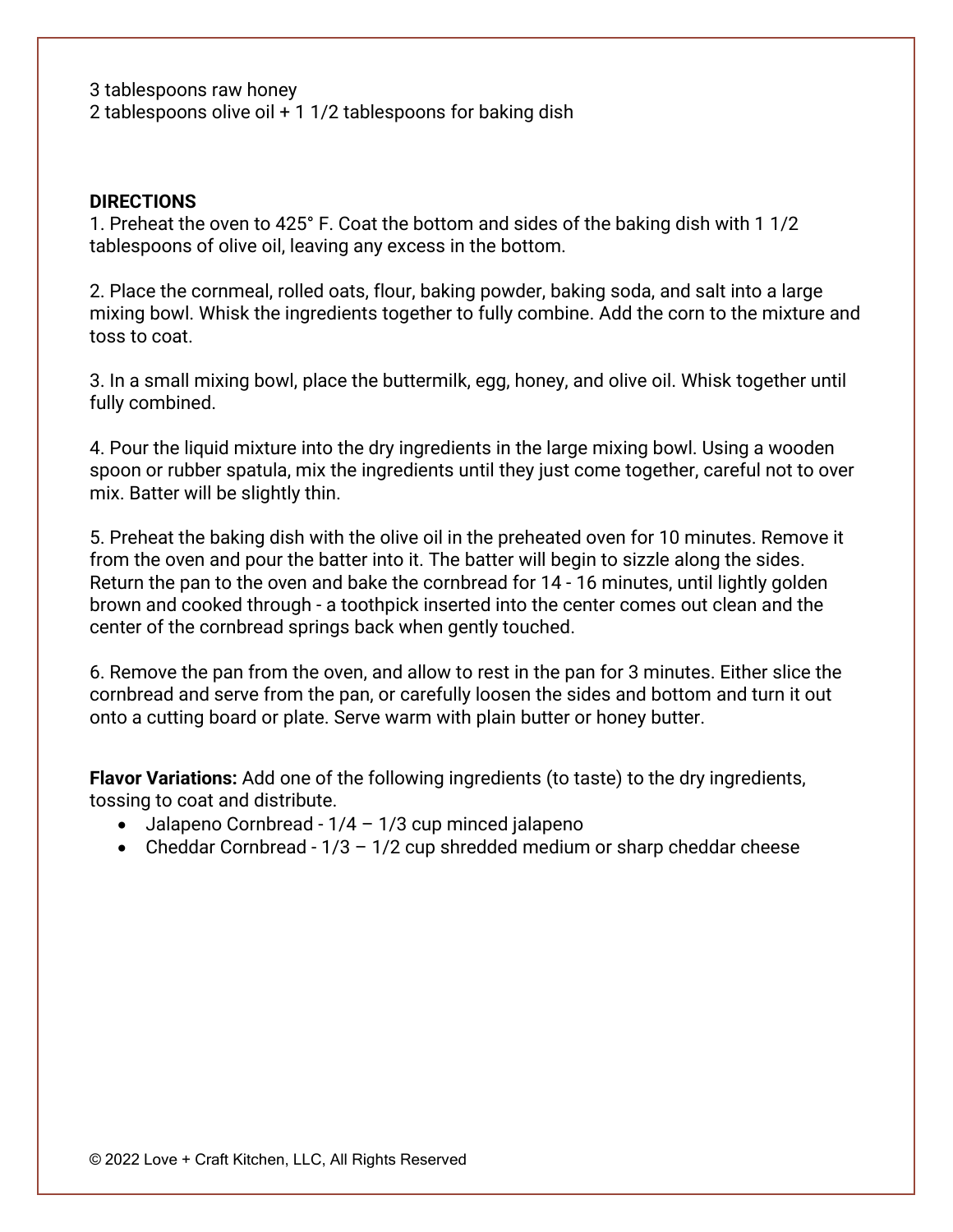3 tablespoons raw honey
2 tablespoons olive oil + 1 1/2 tablespoons for baking dish

**DIRECTIONS**

1. Preheat the oven to 425° F. Coat the bottom and sides of the baking dish with 1 1/2 tablespoons of olive oil, leaving any excess in the bottom.

2. Place the cornmeal, rolled oats, flour, baking powder, baking soda, and salt into a large mixing bowl. Whisk the ingredients together to fully combine. Add the corn to the mixture and toss to coat.

3. In a small mixing bowl, place the buttermilk, egg, honey, and olive oil. Whisk together until fully combined.

4. Pour the liquid mixture into the dry ingredients in the large mixing bowl. Using a wooden spoon or rubber spatula, mix the ingredients until they just come together, careful not to over mix. Batter will be slightly thin.

5. Preheat the baking dish with the olive oil in the preheated oven for 10 minutes. Remove it from the oven and pour the batter into it. The batter will begin to sizzle along the sides. Return the pan to the oven and bake the cornbread for 14 - 16 minutes, until lightly golden brown and cooked through - a toothpick inserted into the center comes out clean and the center of the cornbread springs back when gently touched.

6. Remove the pan from the oven, and allow to rest in the pan for 3 minutes. Either slice the cornbread and serve from the pan, or carefully loosen the sides and bottom and turn it out onto a cutting board or plate. Serve warm with plain butter or honey butter.

**Flavor Variations:** Add one of the following ingredients (to taste) to the dry ingredients, tossing to coat and distribute.

- Jalapeno Cornbread - 1/4 – 1/3 cup minced jalapeno
- Cheddar Cornbread - 1/3 – 1/2 cup shredded medium or sharp cheddar cheese

© 2022 Love + Craft Kitchen, LLC, All Rights Reserved